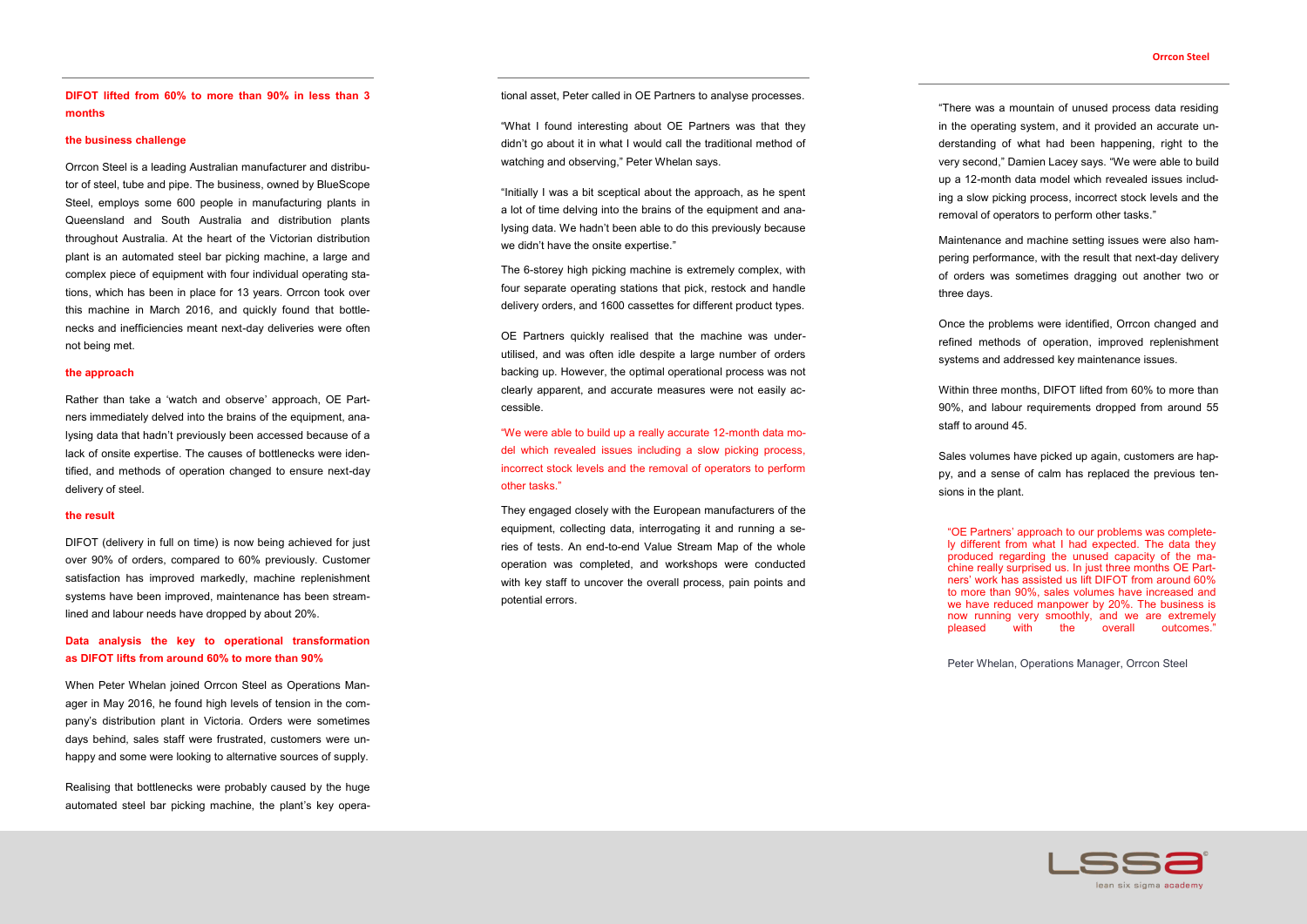**DIFOT lifted from 60% to more than 90% in less than 3 months**

**the business challenge**

Orrcon Steel is a leading Australian manufacturer and distributor of steel, tube and pipe. The business, owned by BlueScope Steel, employs some 600 people in manufacturing plants in Queensland and South Australia and distribution plants throughout Australia. At the heart of the Victorian distribution plant is an automated steel bar picking machine, a large and complex piece of equipment with four individual operating stations, which has been in place for 13 years. Orrcon took over this machine in March 2016, and quickly found that bottlenecks and inefficiencies meant next-day deliveries were often not being met.

**the approach**

Rather than take a 'watch and observe' approach, OE Partners immediately delved into the brains of the equipment, analysing data that hadn't previously been accessed because of a lack of onsite expertise. The causes of bottlenecks were identified, and methods of operation changed to ensure next-day delivery of steel.

**the result**

DIFOT (delivery in full on time) is now being achieved for just over 90% of orders, compared to 60% previously. Customer satisfaction has improved markedly, machine replenishment systems have been improved, maintenance has been streamlined and labour needs have dropped by about 20%.

**Data analysis the key to operational transformation as DIFOT lifts from around 60% to more than 90%**

When Peter Whelan joined Orrcon Steel as Operations Manager in May 2016, he found high levels of tension in the company's distribution plant in Victoria. Orders were sometimes days behind, sales staff were frustrated, customers were unhappy and some were looking to alternative sources of supply.

Realising that bottlenecks were probably caused by the huge automated steel bar picking machine, the plant's key operational asset, Peter called in OE Partners to analyse processes.

"What I found interesting about OE Partners was that they didn't go about it in what I would call the traditional method of watching and observing," Peter Whelan says.

"Initially I was a bit sceptical about the approach, as he spent a lot of time delving into the brains of the equipment and analysing data. We hadn't been able to do this previously because we didn't have the onsite expertise."

The 6-storey high picking machine is extremely complex, with four separate operating stations that pick, restock and handle delivery orders, and 1600 cassettes for different product types.

OE Partners quickly realised that the machine was underutilised, and was often idle despite a large number of orders backing up. However, the optimal operational process was not clearly apparent, and accurate measures were not easily accessible.

"We were able to build up a really accurate 12-month data model which revealed issues including a slow picking process, incorrect stock levels and the removal of operators to perform other tasks."

They engaged closely with the European manufacturers of the equipment, collecting data, interrogating it and running a series of tests. An end-to-end Value Stream Map of the whole operation was completed, and workshops were conducted with key staff to uncover the overall process, pain points and potential errors.

"There was a mountain of unused process data residing in the operating system, and it provided an accurate understanding of what had been happening, right to the very second," Damien Lacey says. "We were able to build up a 12-month data model which revealed issues including a slow picking process, incorrect stock levels and the removal of operators to perform other tasks."

Maintenance and machine setting issues were also hampering performance, with the result that next-day delivery of orders was sometimes dragging out another two or three days.

Once the problems were identified, Orrcon changed and refined methods of operation, improved replenishment systems and addressed key maintenance issues.

Within three months, DIFOT lifted from 60% to more than 90%, and labour requirements dropped from around 55 staff to around 45.

Sales volumes have picked up again, customers are happy, and a sense of calm has replaced the previous tensions in the plant.

"OE Partners' approach to our problems was completely different from what I had expected. The data they produced regarding the unused capacity of the machine really surprised us. In just three months OE Partners' work has assisted us lift DIFOT from around 60% to more than 90%, sales volumes have increased and we have reduced manpower by 20%. The business is now running very smoothly, and we are extremely pleased with the overall outcomes."

Peter Whelan, Operations Manager, Orrcon Steel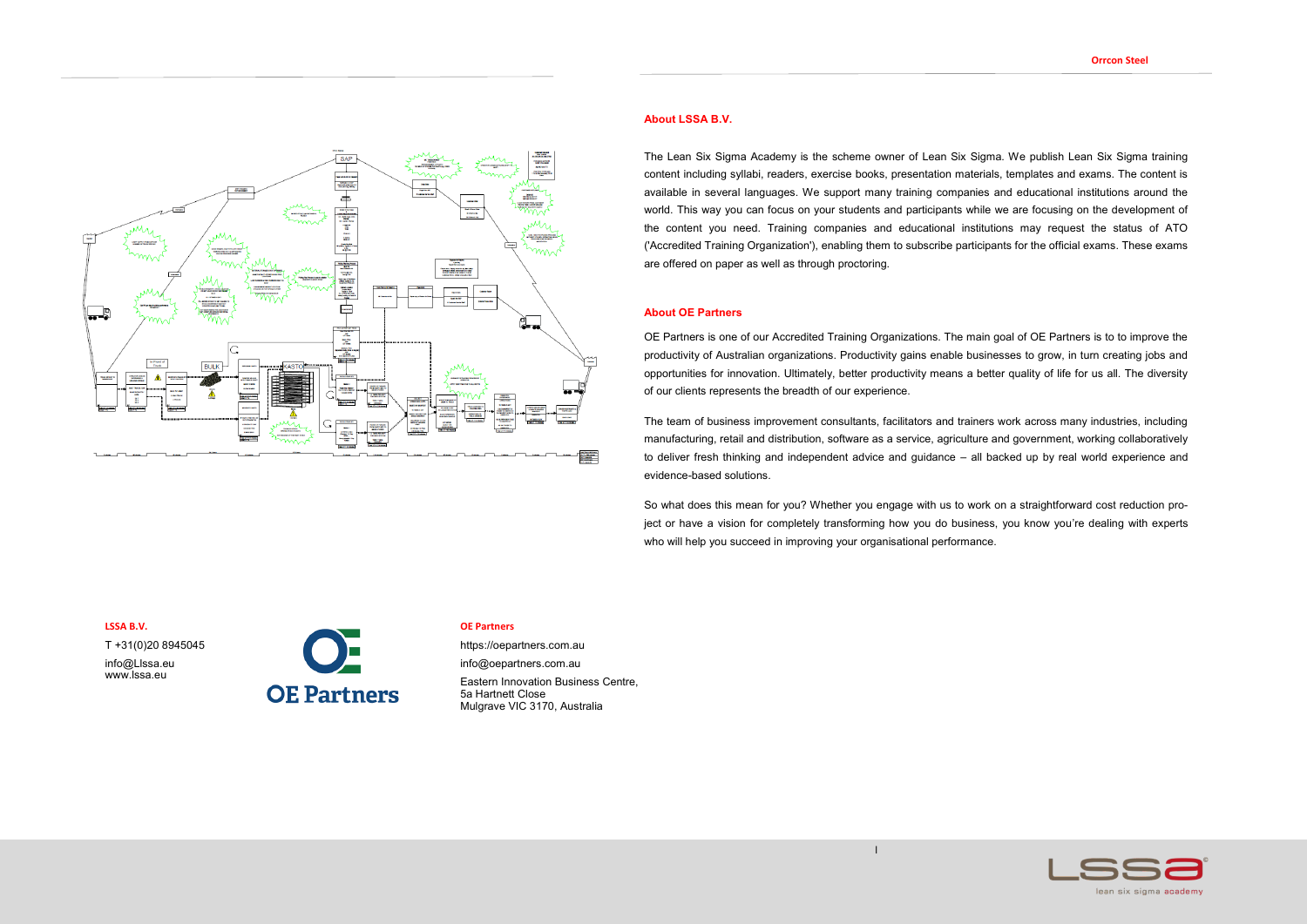## About LSSA B.V.

The Lean Six Sigma Academy is the scheme owner of Lean Six Sigma. We publish Lean Six Sigma training content including syllabi, readers, exercise books, presentation materials, templates and exams. The content is available in several languages. We support many training companies and educational institutions around the world. This way you can focus on your students and participants while we are focusing on the development of the content you need. Training companies and educational institutions may request the status of ATO ('Accredited Training Organization'), enabling them to subscribe participants for the official exams. These exams are offered on paper as well as through proctoring.

## About OE Partners

OE Partners is one of our Accredited Training Organizations. The main goal of OE Partners is to to improve the productivity of Australian organizations. Productivity gains enable businesses to grow, in turn creating jobs and opportunities for innovation. Ultimately, better productivity means a better quality of life for us all. The diversity of our clients represents the breadth of our experience.

The team of business improvement consultants, facilitators and trainers work across many industries, including manufacturing, retail and distribution, software as a service, agriculture and government, working collaboratively to deliver fresh thinking and independent advice and guidance – all backed up by real world experience and evidence-based solutions.

So what does this mean for you? Whether you engage with us to work on a straightforward cost reduction project or have a vision for completely transforming how you do business, you know you're dealing with experts who will help you succeed in improving your organisational performance.

**LSSA B.V.**

T +31(0)20 8945045

info@Llssa.eu
www.lssa.eu

**OE Partners**

https://oepartners.com.au

info@oepartners.com.au

Eastern Innovation Business Centre,
5a Hartnett Close
Mulgrave VIC 3170, Australia